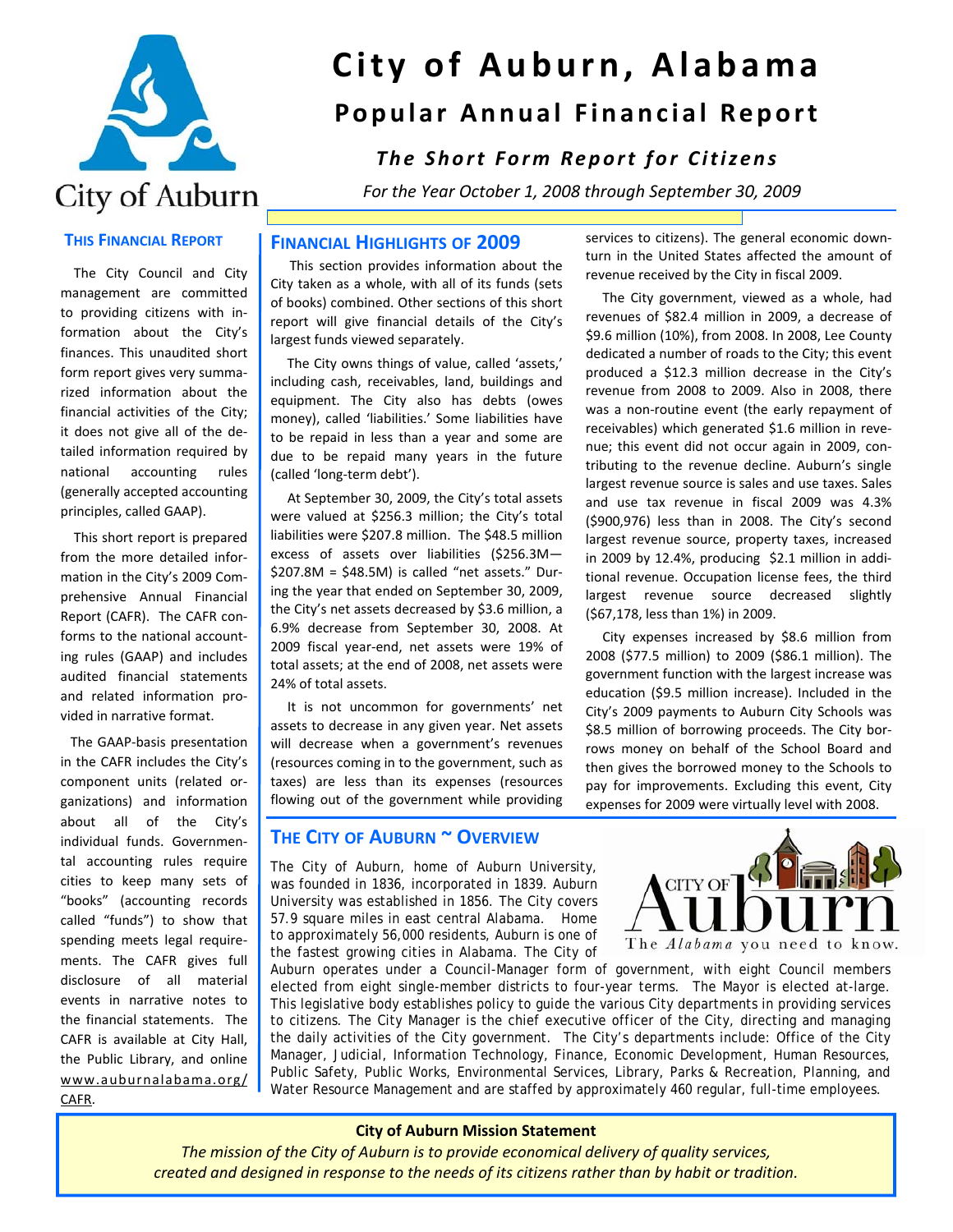# City of Auburn, Alabama

## Popular Annual Financial Report

### *The Short Form Report for Citizens*

*For the Year October 1, 2008 through September 30, 2009*

## This Financial Report

The City Council and City management are committed to providing citizens with information about the City's finances. This unaudited short form report gives very summarized information about the financial activities of the City; it does not give all of the detailed information required by national accounting rules (generally accepted accounting principles, called GAAP).

This short report is prepared from the more detailed information in the City's 2009 Comprehensive Annual Financial Report (CAFR). The CAFR conforms to the national accounting rules (GAAP) and includes audited financial statements and related information provided in narrative format.

The GAAP-basis presentation in the CAFR includes the City's component units (related organizations) and information about all of the City's individual funds. Governmental accounting rules require cities to keep many sets of "books" (accounting records called "funds") to show that spending meets legal requirements. The CAFR gives full disclosure of all material events in narrative notes to the financial statements. The CAFR is available at City Hall, the Public Library, and online www.auburnalabama.org/CAFR.

## Financial Highlights of 2009

This section provides information about the City taken as a whole, with all of its funds (sets of books) combined. Other sections of this short report will give financial details of the City's largest funds viewed separately.

The City owns things of value, called 'assets,' including cash, receivables, land, buildings and equipment. The City also has debts (owes money), called 'liabilities.' Some liabilities have to be repaid in less than a year and some are due to be repaid many years in the future (called 'long-term debt').

At September 30, 2009, the City's total assets were valued at $256.3 million; the City's total liabilities were $207.8 million. The $48.5 million excess of assets over liabilities ($256.3M—$207.8M = $48.5M) is called "net assets." During the year that ended on September 30, 2009, the City's net assets decreased by $3.6 million, a 6.9% decrease from September 30, 2008. At 2009 fiscal year-end, net assets were 19% of total assets; at the end of 2008, net assets were 24% of total assets.

It is not uncommon for governments' net assets to decrease in any given year. Net assets will decrease when a government's revenues (resources coming in to the government, such as taxes) are less than its expenses (resources flowing out of the government while providing services to citizens). The general economic downturn in the United States affected the amount of revenue received by the City in fiscal 2009.

The City government, viewed as a whole, had revenues of $82.4 million in 2009, a decrease of $9.6 million (10%), from 2008. In 2008, Lee County dedicated a number of roads to the City; this event produced a $12.3 million decrease in the City's revenue from 2008 to 2009. Also in 2008, there was a non-routine event (the early repayment of receivables) which generated $1.6 million in revenue; this event did not occur again in 2009, contributing to the revenue decline. Auburn's single largest revenue source is sales and use taxes. Sales and use tax revenue in fiscal 2009 was 4.3% ($900,976) less than in 2008. The City's second largest revenue source, property taxes, increased in 2009 by 12.4%, producing $2.1 million in additional revenue. Occupation license fees, the third largest revenue source decreased slightly ($67,178, less than 1%) in 2009.

City expenses increased by $8.6 million from 2008 ($77.5 million) to 2009 ($86.1 million). The government function with the largest increase was education ($9.5 million increase). Included in the City's 2009 payments to Auburn City Schools was $8.5 million of borrowing proceeds. The City borrows money on behalf of the School Board and then gives the borrowed money to the Schools to pay for improvements. Excluding this event, City expenses for 2009 were virtually level with 2008.

## The City of Auburn ~ Overview

The City of Auburn, home of Auburn University, was founded in 1836, incorporated in 1839. Auburn University was established in 1856. The City covers 57.9 square miles in east central Alabama. Home to approximately 56,000 residents, Auburn is one of the fastest growing cities in Alabama. The City of Auburn operates under a Council-Manager form of government, with eight Council members elected from eight single-member districts to four-year terms. The Mayor is elected at-large. This legislative body establishes policy to guide the various City departments in providing services to citizens. The City Manager is the chief executive officer of the City, directing and managing the daily activities of the City government. The City's departments include: Office of the City Manager, Judicial, Information Technology, Finance, Economic Development, Human Resources, Public Safety, Public Works, Environmental Services, Library, Parks & Recreation, Planning, and Water Resource Management and are staffed by approximately 460 regular, full-time employees.

**City of Auburn Mission Statement**

*The mission of the City of Auburn is to provide economical delivery of quality services, created and designed in response to the needs of its citizens rather than by habit or tradition.*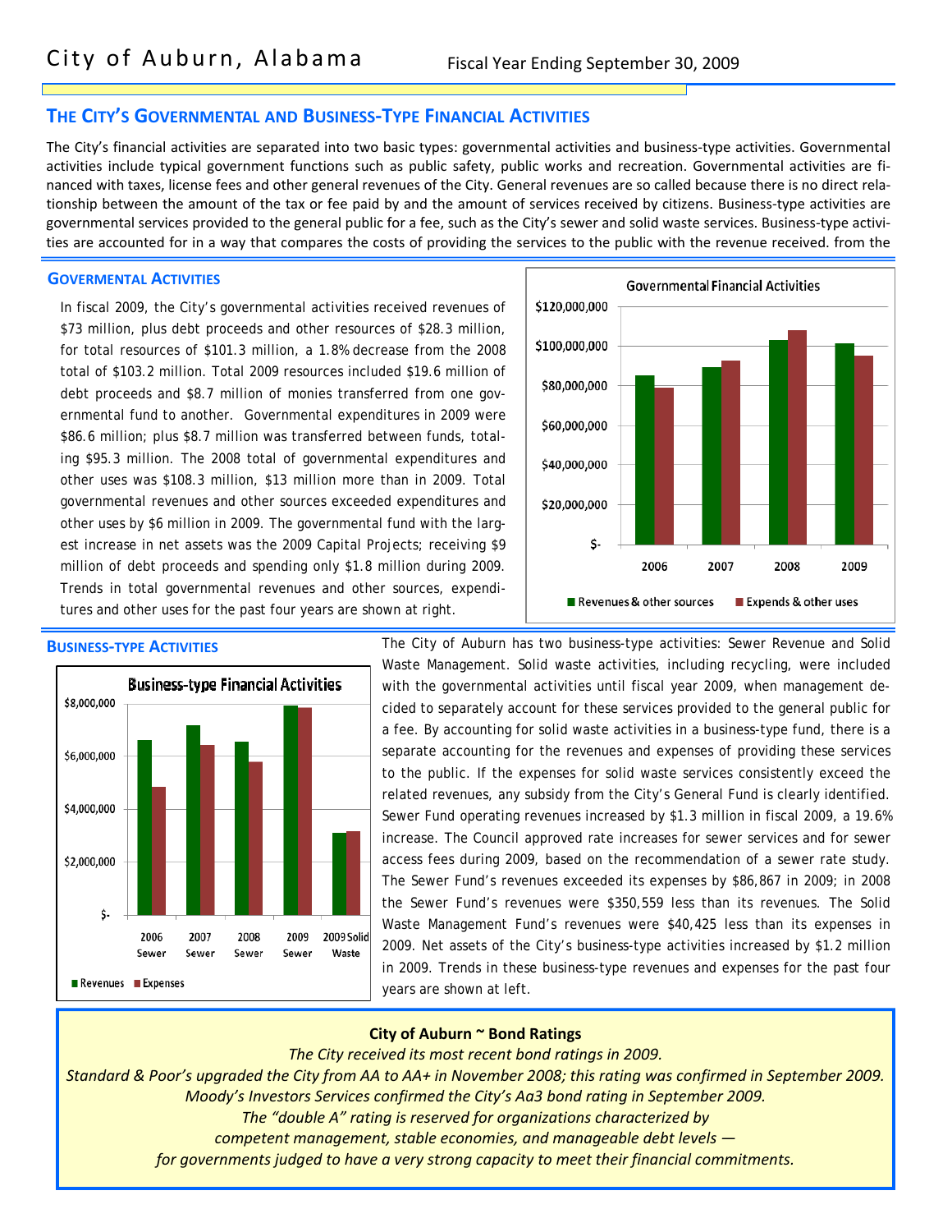## THE CITY'S GOVERNMENTAL AND BUSINESS-TYPE FINANCIAL ACTIVITIES

The City's financial activities are separated into two basic types: governmental activities and business-type activities. Governmental activities include typical government functions such as public safety, public works and recreation. Governmental activities are financed with taxes, license fees and other general revenues of the City. General revenues are so called because there is no direct relationship between the amount of the tax or fee paid by and the amount of services received by citizens. Business-type activities are governmental services provided to the general public for a fee, such as the City's sewer and solid waste services. Business-type activities are accounted for in a way that compares the costs of providing the services to the public with the revenue received. from the

### GOVERMENTAL ACTIVITIES

In fiscal 2009, the City's governmental activities received revenues of \$73 million, plus debt proceeds and other resources of \$28.3 million, for total resources of \$101.3 million, a 1.8% decrease from the 2008 total of \$103.2 million. Total 2009 resources included \$19.6 million of debt proceeds and \$8.7 million of monies transferred from one governmental fund to another. Governmental expenditures in 2009 were \$86.6 million; plus \$8.7 million was transferred between funds, totaling \$95.3 million. The 2008 total of governmental expenditures and other uses was \$108.3 million, \$13 million more than in 2009. Total governmental revenues and other sources exceeded expenditures and other uses by \$6 million in 2009. The governmental fund with the largest increase in net assets was the 2009 Capital Projects; receiving \$9 million of debt proceeds and spending only \$1.8 million during 2009. Trends in total governmental revenues and other sources, expenditures and other uses for the past four years are shown at right.

**Governmental Financial Activities**

(Chart: Revenues & other sources and Expends & other uses for 2006, 2007, 2008, 2009; y-axis \$- to \$120,000,000)

### BUSINESS-TYPE ACTIVITIES

**Business-type Financial Activities**

(Chart: Revenues and Expenses for 2006 Sewer, 2007 Sewer, 2008 Sewer, 2009 Sewer, 2009 Solid Waste; y-axis \$- to \$8,000,000)

The City of Auburn has two business-type activities: Sewer Revenue and Solid Waste Management. Solid waste activities, including recycling, were included with the governmental activities until fiscal year 2009, when management decided to separately account for these services provided to the general public for a fee. By accounting for solid waste activities in a business-type fund, there is a separate accounting for the revenues and expenses of providing these services to the public. If the expenses for solid waste services consistently exceed the related revenues, any subsidy from the City's General Fund is clearly identified. Sewer Fund operating revenues increased by \$1.3 million in fiscal 2009, a 19.6% increase. The Council approved rate increases for sewer services and for sewer access fees during 2009, based on the recommendation of a sewer rate study. The Sewer Fund's revenues exceeded its expenses by \$86,867 in 2009; in 2008 the Sewer Fund's revenues were \$350,559 less than its revenues. The Solid Waste Management Fund's revenues were \$40,425 less than its expenses in 2009. Net assets of the City's business-type activities increased by \$1.2 million in 2009. Trends in these business-type revenues and expenses for the past four years are shown at left.

**City of Auburn ~ Bond Ratings**

*The City received its most recent bond ratings in 2009.*
*Standard & Poor's upgraded the City from AA to AA+ in November 2008; this rating was confirmed in September 2009.*
*Moody's Investors Services confirmed the City's Aa3 bond rating in September 2009.*
*The "double A" rating is reserved for organizations characterized by*
*competent management, stable economies, and manageable debt levels —*
*for governments judged to have a very strong capacity to meet their financial commitments.*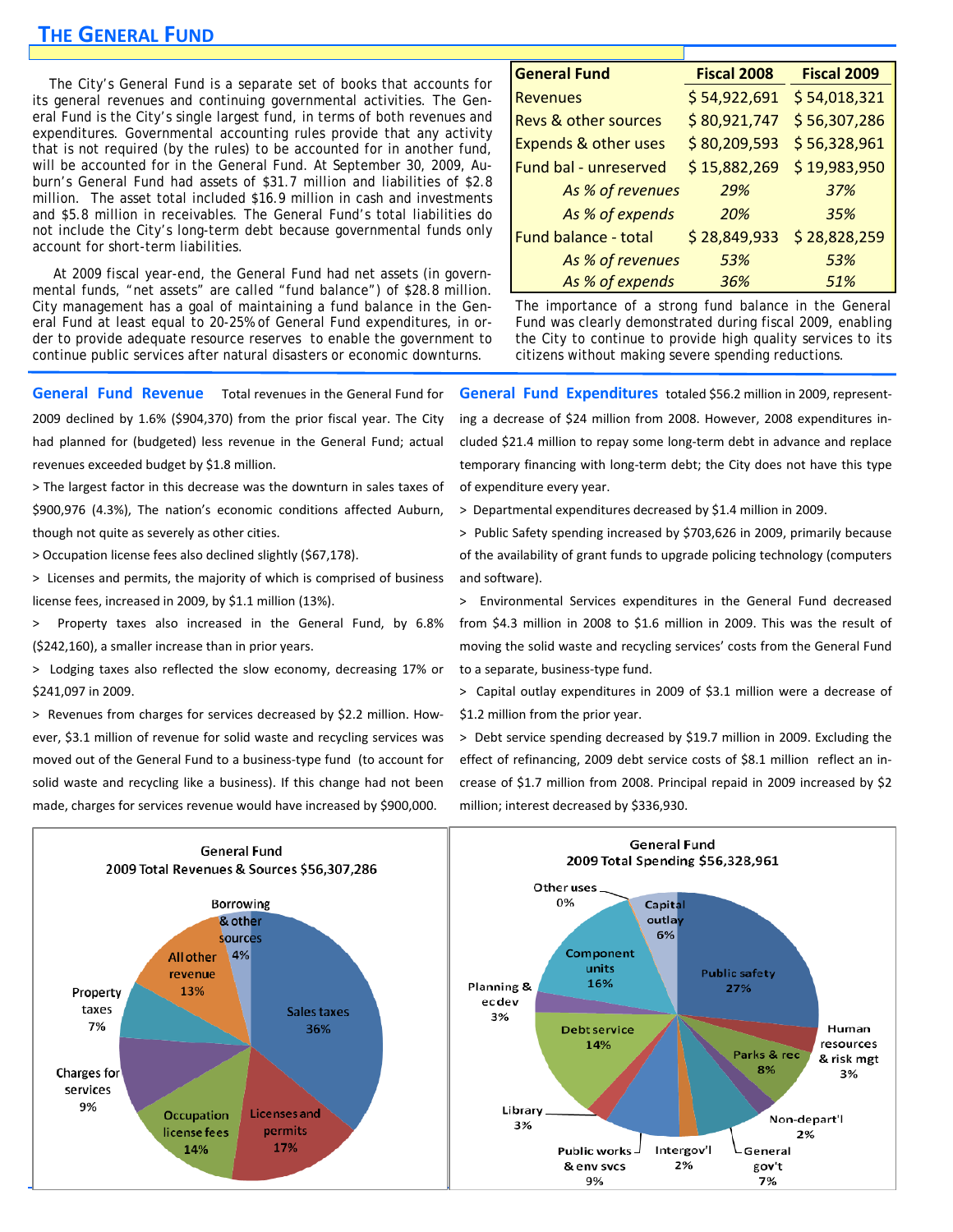## The General Fund

The City's General Fund is a separate set of books that accounts for its general revenues and continuing governmental activities. The General Fund is the City's single largest fund, in terms of both revenues and expenditures. Governmental accounting rules provide that any activity that is not required (by the rules) to be accounted for in another fund, will be accounted for in the General Fund. At September 30, 2009, Auburn's General Fund had assets of $31.7 million and liabilities of $2.8 million. The asset total included $16.9 million in cash and investments and $5.8 million in receivables. The General Fund's total liabilities do not include the City's long-term debt because governmental funds only account for short-term liabilities.

At 2009 fiscal year-end, the General Fund had net assets (in governmental funds, "net assets" are called "fund balance") of $28.8 million. City management has a goal of maintaining a fund balance in the General Fund at least equal to 20-25% of General Fund expenditures, in order to provide adequate resource reserves to enable the government to continue public services after natural disasters or economic downturns.

| General Fund | Fiscal 2008 | Fiscal 2009 |
|---|---|---|
| Revenues | $ 54,922,691 | $ 54,018,321 |
| Revs & other sources | $ 80,921,747 | $ 56,307,286 |
| Expends & other uses | $ 80,209,593 | $ 56,328,961 |
| Fund bal - unreserved | $ 15,882,269 | $ 19,983,950 |
| *As % of revenues* | *29%* | *37%* |
| *As % of expends* | *20%* | *35%* |
| Fund balance - total | $ 28,849,933 | $ 28,828,259 |
| *As % of revenues* | *53%* | *53%* |
| *As % of expends* | *36%* | *51%* |

The importance of a strong fund balance in the General Fund was clearly demonstrated during fiscal 2009, enabling the City to continue to provide high quality services to its citizens without making severe spending reductions.

**General Fund Revenue** Total revenues in the General Fund for 2009 declined by 1.6% ($904,370) from the prior fiscal year. The City had planned for (budgeted) less revenue in the General Fund; actual revenues exceeded budget by $1.8 million.

> The largest factor in this decrease was the downturn in sales taxes of $900,976 (4.3%), The nation's economic conditions affected Auburn, though not quite as severely as other cities.

> Occupation license fees also declined slightly ($67,178).

> Licenses and permits, the majority of which is comprised of business license fees, increased in 2009, by $1.1 million (13%).

> Property taxes also increased in the General Fund, by 6.8% ($242,160), a smaller increase than in prior years.

> Lodging taxes also reflected the slow economy, decreasing 17% or $241,097 in 2009.

> Revenues from charges for services decreased by $2.2 million. However, $3.1 million of revenue for solid waste and recycling services was moved out of the General Fund to a business-type fund (to account for solid waste and recycling like a business). If this change had not been made, charges for services revenue would have increased by $900,000.

**General Fund Expenditures** totaled $56.2 million in 2009, representing a decrease of $24 million from 2008. However, 2008 expenditures included $21.4 million to repay some long-term debt in advance and replace temporary financing with long-term debt; the City does not have this type of expenditure every year.

> Departmental expenditures decreased by $1.4 million in 2009.

> Public Safety spending increased by $703,626 in 2009, primarily because of the availability of grant funds to upgrade policing technology (computers and software).

> Environmental Services expenditures in the General Fund decreased from $4.3 million in 2008 to $1.6 million in 2009. This was the result of moving the solid waste and recycling services' costs from the General Fund to a separate, business-type fund.

> Capital outlay expenditures in 2009 of $3.1 million were a decrease of $1.2 million from the prior year.

> Debt service spending decreased by $19.7 million in 2009. Excluding the effect of refinancing, 2009 debt service costs of $8.1 million reflect an increase of $1.7 million from 2008. Principal repaid in 2009 increased by $2 million; interest decreased by $336,930.

**General Fund 2009 Total Revenues & Sources $56,307,286**

| Source | % |
|---|---|
| Sales taxes | 36% |
| Licenses and permits | 17% |
| Occupation license fees | 14% |
| Charges for services | 9% |
| Property taxes | 7% |
| All other revenue | 13% |
| Borrowing & other sources | 4% |

**General Fund 2009 Total Spending $56,328,961**

| Category | % |
|---|---|
| Public safety | 27% |
| Human resources & risk mgt | 3% |
| Parks & rec | 8% |
| Non-depart'l | 2% |
| General gov't | 7% |
| Intergov'l | 2% |
| Public works & env svcs | 9% |
| Library | 3% |
| Debt service | 14% |
| Planning & ecdev | 3% |
| Component units | 16% |
| Other uses | 0% |
| Capital outlay | 6% |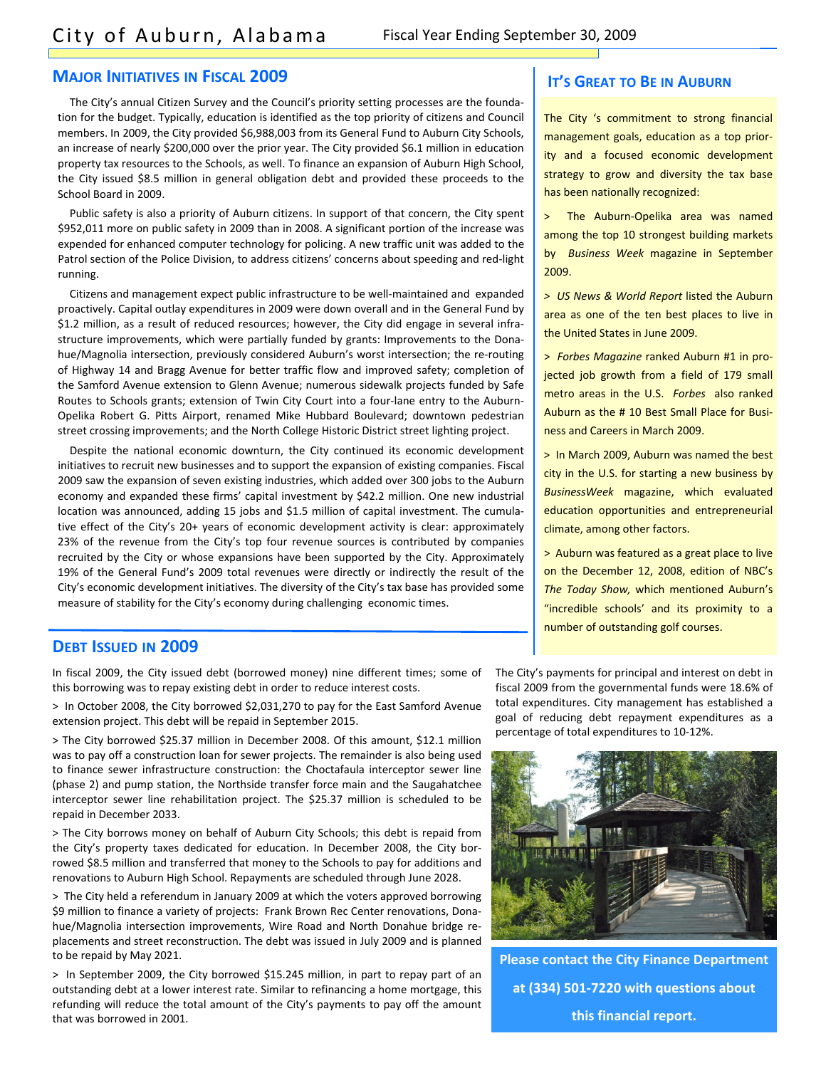## Major Initiatives in Fiscal 2009

The City's annual Citizen Survey and the Council's priority setting processes are the foundation for the budget. Typically, education is identified as the top priority of citizens and Council members. In 2009, the City provided $6,988,003 from its General Fund to Auburn City Schools, an increase of nearly $200,000 over the prior year. The City provided $6.1 million in education property tax resources to the Schools, as well. To finance an expansion of Auburn High School, the City issued $8.5 million in general obligation debt and provided these proceeds to the School Board in 2009.

Public safety is also a priority of Auburn citizens. In support of that concern, the City spent $952,011 more on public safety in 2009 than in 2008. A significant portion of the increase was expended for enhanced computer technology for policing. A new traffic unit was added to the Patrol section of the Police Division, to address citizens' concerns about speeding and red-light running.

Citizens and management expect public infrastructure to be well-maintained and expanded proactively. Capital outlay expenditures in 2009 were down overall and in the General Fund by $1.2 million, as a result of reduced resources; however, the City did engage in several infrastructure improvements, which were partially funded by grants: Improvements to the Donahue/Magnolia intersection, previously considered Auburn's worst intersection; the re-routing of Highway 14 and Bragg Avenue for better traffic flow and improved safety; completion of the Samford Avenue extension to Glenn Avenue; numerous sidewalk projects funded by Safe Routes to Schools grants; extension of Twin City Court into a four-lane entry to the Auburn-Opelika Robert G. Pitts Airport, renamed Mike Hubbard Boulevard; downtown pedestrian street crossing improvements; and the North College Historic District street lighting project.

Despite the national economic downturn, the City continued its economic development initiatives to recruit new businesses and to support the expansion of existing companies. Fiscal 2009 saw the expansion of seven existing industries, which added over 300 jobs to the Auburn economy and expanded these firms' capital investment by $42.2 million. One new industrial location was announced, adding 15 jobs and $1.5 million of capital investment. The cumulative effect of the City's 20+ years of economic development activity is clear: approximately 23% of the revenue from the City's top four revenue sources is contributed by companies recruited by the City or whose expansions have been supported by the City. Approximately 19% of the General Fund's 2009 total revenues were directly or indirectly the result of the City's economic development initiatives. The diversity of the City's tax base has provided some measure of stability for the City's economy during challenging economic times.

## It's Great to Be in Auburn

The City 's commitment to strong financial management goals, education as a top priority and a focused economic development strategy to grow and diversity the tax base has been nationally recognized:

> The Auburn-Opelika area was named among the top 10 strongest building markets by *Business Week* magazine in September 2009.

> *US News & World Report* listed the Auburn area as one of the ten best places to live in the United States in June 2009.

> *Forbes Magazine* ranked Auburn #1 in projected job growth from a field of 179 small metro areas in the U.S. *Forbes* also ranked Auburn as the # 10 Best Small Place for Business and Careers in March 2009.

> In March 2009, Auburn was named the best city in the U.S. for starting a new business by *BusinessWeek* magazine, which evaluated education opportunities and entrepreneurial climate, among other factors.

> Auburn was featured as a great place to live on the December 12, 2008, edition of NBC's *The Today Show,* which mentioned Auburn's "incredible schools' and its proximity to a number of outstanding golf courses.

## Debt Issued in 2009

In fiscal 2009, the City issued debt (borrowed money) nine different times; some of this borrowing was to repay existing debt in order to reduce interest costs.

> In October 2008, the City borrowed $2,031,270 to pay for the East Samford Avenue extension project. This debt will be repaid in September 2015.

> The City borrowed $25.37 million in December 2008. Of this amount, $12.1 million was to pay off a construction loan for sewer projects. The remainder is also being used to finance sewer infrastructure construction: the Choctafaula interceptor sewer line (phase 2) and pump station, the Northside transfer force main and the Saugahatchee interceptor sewer line rehabilitation project. The $25.37 million is scheduled to be repaid in December 2033.

> The City borrows money on behalf of Auburn City Schools; this debt is repaid from the City's property taxes dedicated for education. In December 2008, the City borrowed $8.5 million and transferred that money to the Schools to pay for additions and renovations to Auburn High School. Repayments are scheduled through June 2028.

> The City held a referendum in January 2009 at which the voters approved borrowing $9 million to finance a variety of projects: Frank Brown Rec Center renovations, Donahue/Magnolia intersection improvements, Wire Road and North Donahue bridge replacements and street reconstruction. The debt was issued in July 2009 and is planned to be repaid by May 2021.

> In September 2009, the City borrowed $15.245 million, in part to repay part of an outstanding debt at a lower interest rate. Similar to refinancing a home mortgage, this refunding will reduce the total amount of the City's payments to pay off the amount that was borrowed in 2001.

The City's payments for principal and interest on debt in fiscal 2009 from the governmental funds were 18.6% of total expenditures. City management has established a goal of reducing debt repayment expenditures as a percentage of total expenditures to 10-12%.

**Please contact the City Finance Department at (334) 501-7220 with questions about this financial report.**